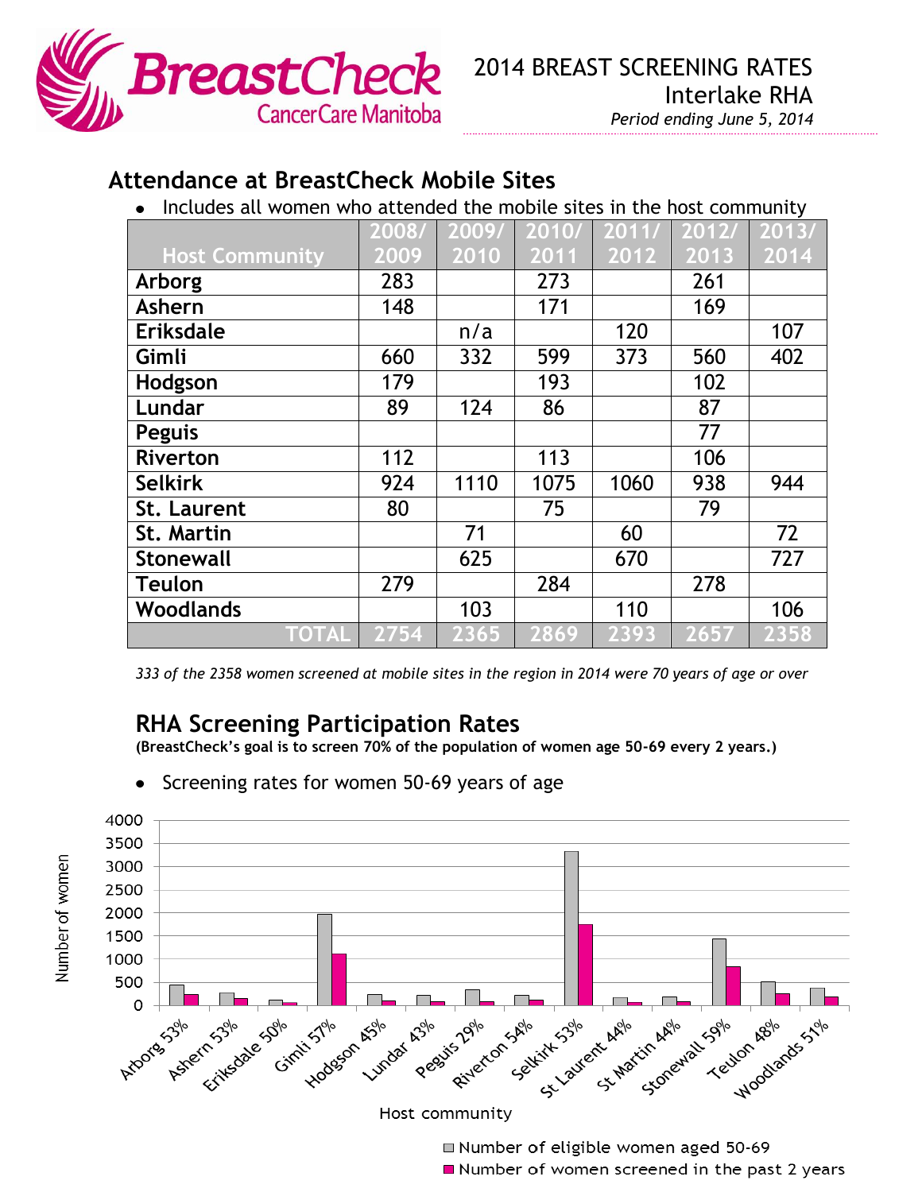# 2014 BREAST SCREENING RATES

Interlake RHA

*Period ending June 5, 2014*

## Attendance at BreastCheck Mobile Sites

- Includes all women who attended the mobile sites in the host community

| Host Community | 2008/ 2009 | 2009/ 2010 | 2010/ 2011 | 2011/ 2012 | 2012/ 2013 | 2013/ 2014 |
|---|---|---|---|---|---|---|
| Arborg | 283 | | 273 | | 261 | |
| Ashern | 148 | | 171 | | 169 | |
| Eriksdale | | n/a | | 120 | | 107 |
| Gimli | 660 | 332 | 599 | 373 | 560 | 402 |
| Hodgson | 179 | | 193 | | 102 | |
| Lundar | 89 | 124 | 86 | | 87 | |
| Peguis | | | | | 77 | |
| Riverton | 112 | | 113 | | 106 | |
| Selkirk | 924 | 1110 | 1075 | 1060 | 938 | 944 |
| St. Laurent | 80 | | 75 | | 79 | |
| St. Martin | | 71 | | 60 | | 72 |
| Stonewall | | 625 | | 670 | | 727 |
| Teulon | 279 | | 284 | | 278 | |
| Woodlands | | 103 | | 110 | | 106 |
| TOTAL | 2754 | 2365 | 2869 | 2393 | 2657 | 2358 |

*333 of the 2358 women screened at mobile sites in the region in 2014 were 70 years of age or over*

## RHA Screening Participation Rates

**(BreastCheck's goal is to screen 70% of the population of women age 50-69 every 2 years.)**

- Screening rates for women 50-69 years of age

Host community: Arborg 53%, Ashern 53%, Eriksdale 50%, Gimli 57%, Hodgson 45%, Lundar 43%, Peguis 29%, Riverton 54%, Selkirk 53%, St Laurent 44%, St Martin 44%, Stonewall 59%, Teulon 48%, Woodlands 51%

Number of women (0–4000)

- Number of eligible women aged 50-69
- Number of women screened in the past 2 years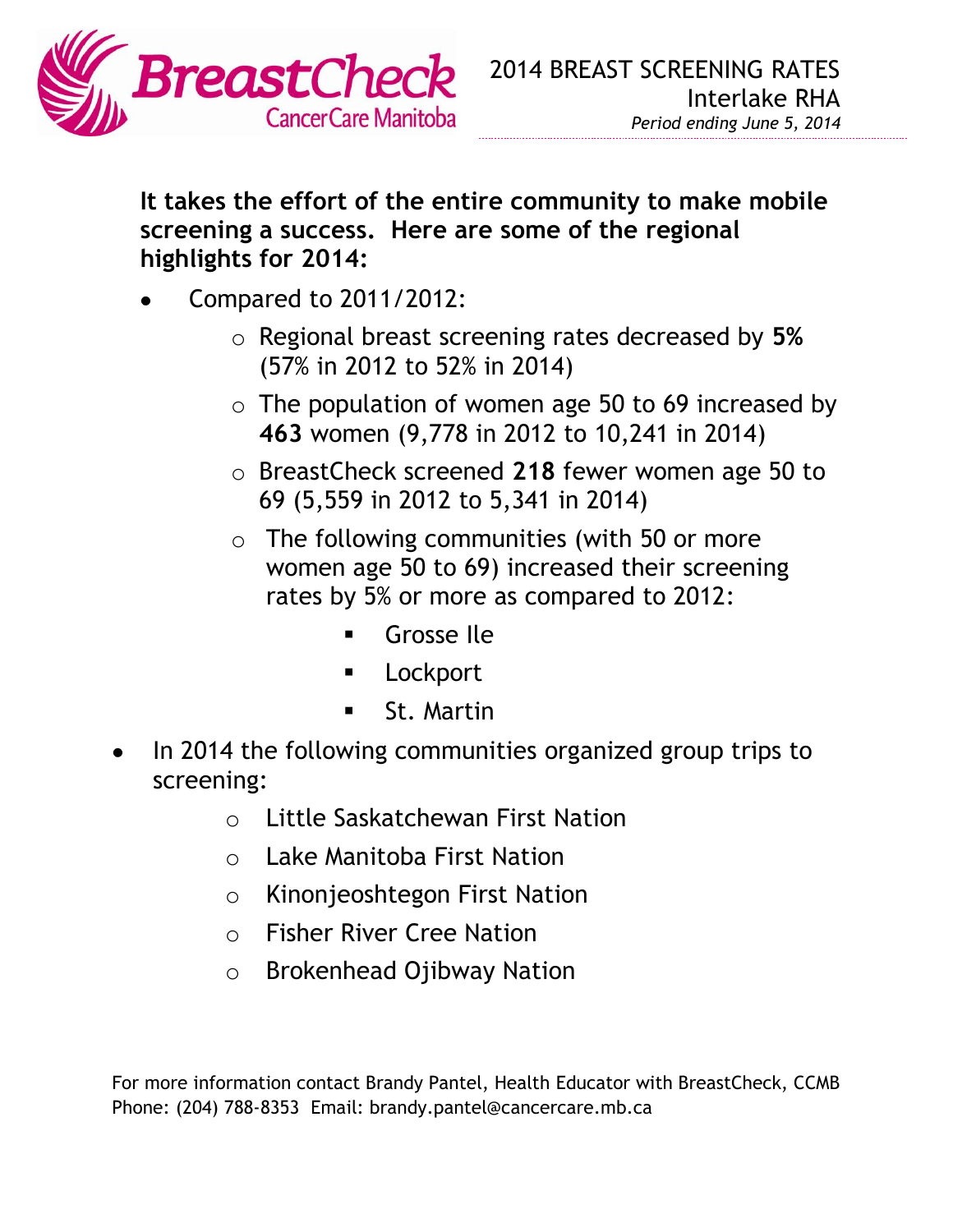BreastCheck
CancerCare Manitoba

2014 BREAST SCREENING RATES
Interlake RHA
*Period ending June 5, 2014*

**It takes the effort of the entire community to make mobile screening a success. Here are some of the regional highlights for 2014:**

- Compared to 2011/2012:
  - Regional breast screening rates decreased by **5%** (57% in 2012 to 52% in 2014)
  - The population of women age 50 to 69 increased by **463** women (9,778 in 2012 to 10,241 in 2014)
  - BreastCheck screened **218** fewer women age 50 to 69 (5,559 in 2012 to 5,341 in 2014)
  - The following communities (with 50 or more women age 50 to 69) increased their screening rates by 5% or more as compared to 2012:
    - Grosse Ile
    - Lockport
    - St. Martin
- In 2014 the following communities organized group trips to screening:
  - Little Saskatchewan First Nation
  - Lake Manitoba First Nation
  - Kinonjeoshtegon First Nation
  - Fisher River Cree Nation
  - Brokenhead Ojibway Nation

For more information contact Brandy Pantel, Health Educator with BreastCheck, CCMB
Phone: (204) 788-8353 Email: brandy.pantel@cancercare.mb.ca